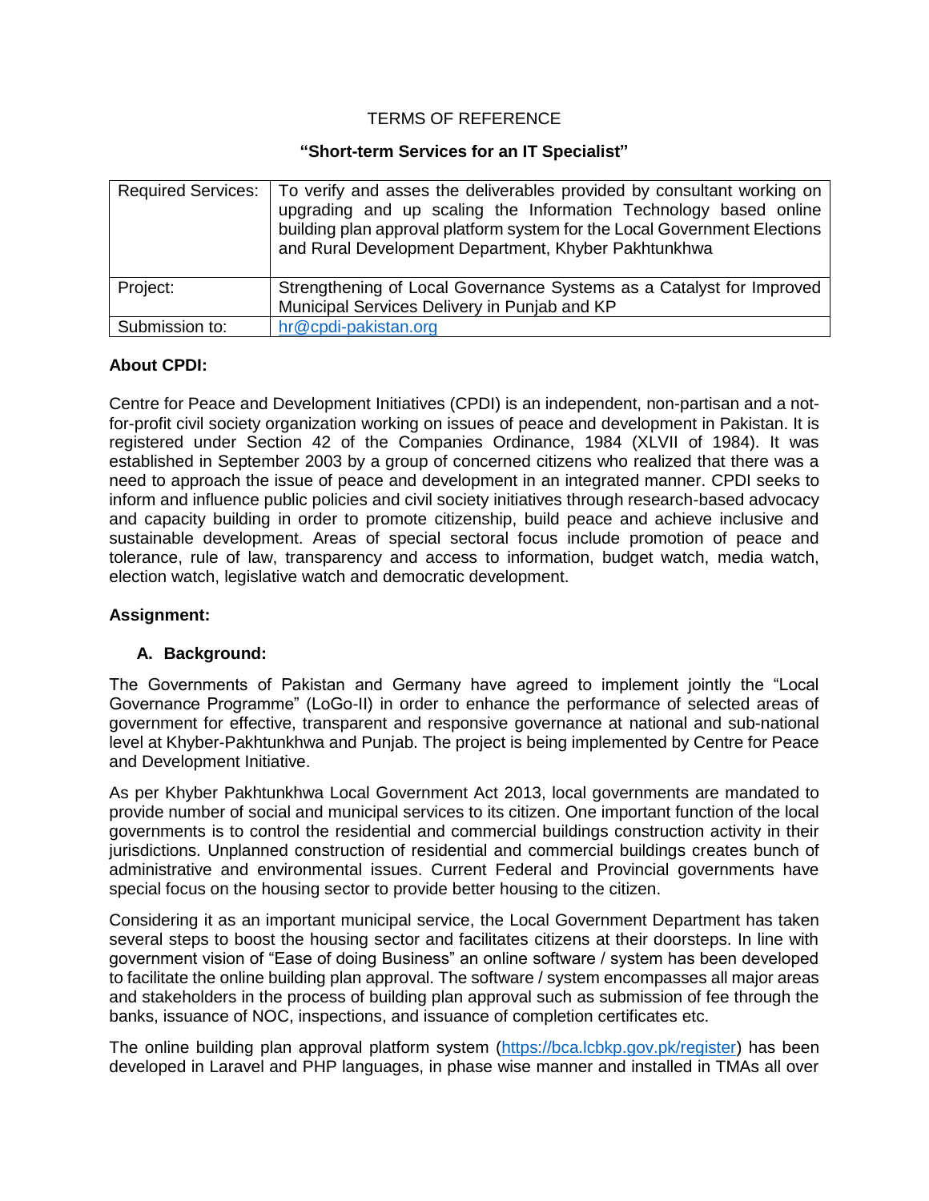TERMS OF REFERENCE

**"Short-term Services for an IT Specialist"**

| Required Services: | To verify and asses the deliverables provided by consultant working on upgrading and up scaling the Information Technology based online building plan approval platform system for the Local Government Elections and Rural Development Department, Khyber Pakhtunkhwa |
|---|---|
| Project: | Strengthening of Local Governance Systems as a Catalyst for Improved Municipal Services Delivery in Punjab and KP |
| Submission to: | hr@cpdi-pakistan.org |

**About CPDI:**

Centre for Peace and Development Initiatives (CPDI) is an independent, non-partisan and a not-for-profit civil society organization working on issues of peace and development in Pakistan. It is registered under Section 42 of the Companies Ordinance, 1984 (XLVII of 1984). It was established in September 2003 by a group of concerned citizens who realized that there was a need to approach the issue of peace and development in an integrated manner. CPDI seeks to inform and influence public policies and civil society initiatives through research-based advocacy and capacity building in order to promote citizenship, build peace and achieve inclusive and sustainable development. Areas of special sectoral focus include promotion of peace and tolerance, rule of law, transparency and access to information, budget watch, media watch, election watch, legislative watch and democratic development.

**Assignment:**

**A. Background:**

The Governments of Pakistan and Germany have agreed to implement jointly the "Local Governance Programme" (LoGo-II) in order to enhance the performance of selected areas of government for effective, transparent and responsive governance at national and sub-national level at Khyber-Pakhtunkhwa and Punjab. The project is being implemented by Centre for Peace and Development Initiative.

As per Khyber Pakhtunkhwa Local Government Act 2013, local governments are mandated to provide number of social and municipal services to its citizen. One important function of the local governments is to control the residential and commercial buildings construction activity in their jurisdictions. Unplanned construction of residential and commercial buildings creates bunch of administrative and environmental issues. Current Federal and Provincial governments have special focus on the housing sector to provide better housing to the citizen.

Considering it as an important municipal service, the Local Government Department has taken several steps to boost the housing sector and facilitates citizens at their doorsteps. In line with government vision of "Ease of doing Business" an online software / system has been developed to facilitate the online building plan approval. The software / system encompasses all major areas and stakeholders in the process of building plan approval such as submission of fee through the banks, issuance of NOC, inspections, and issuance of completion certificates etc.

The online building plan approval platform system (https://bca.lcbkp.gov.pk/register) has been developed in Laravel and PHP languages, in phase wise manner and installed in TMAs all over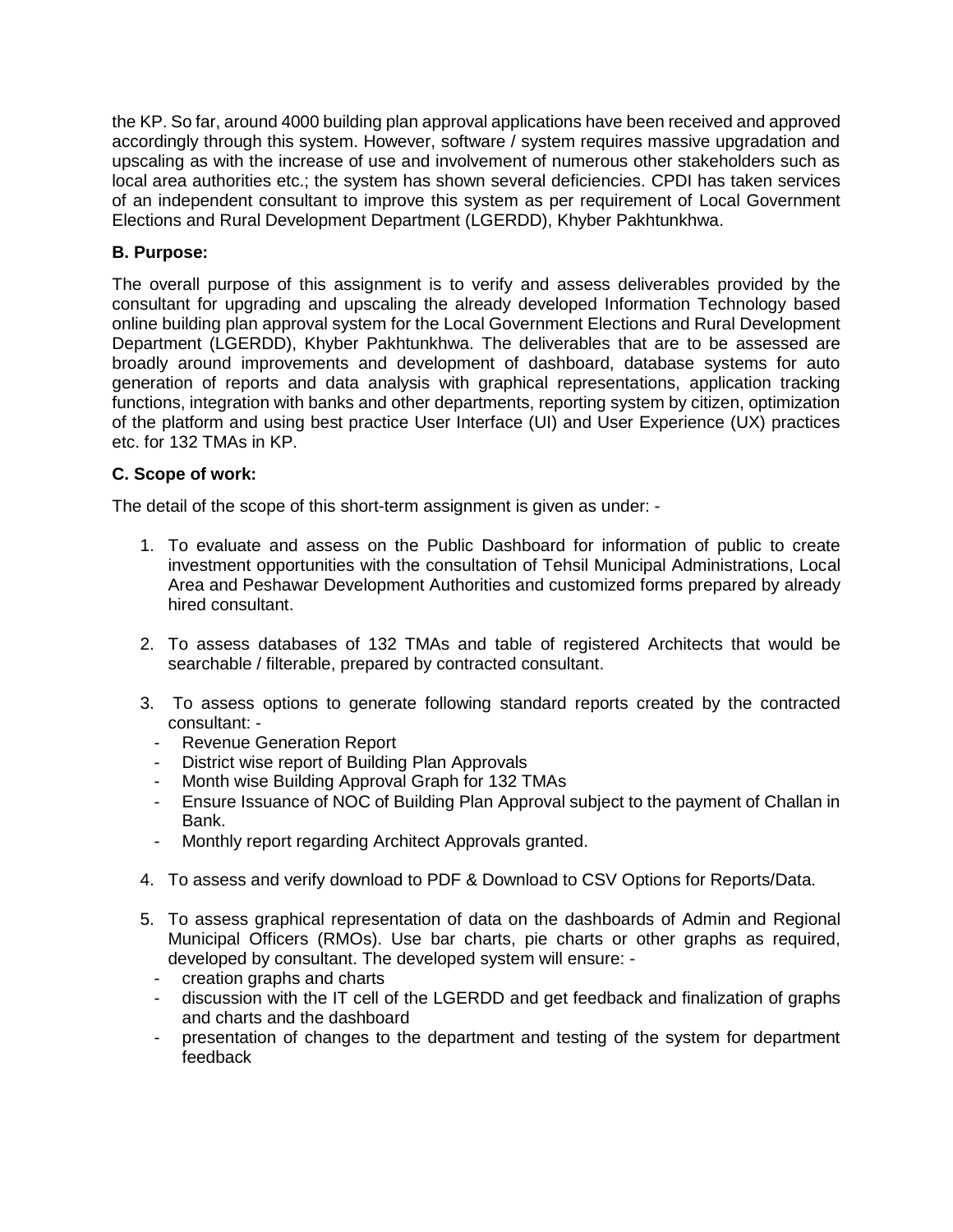the KP. So far, around 4000 building plan approval applications have been received and approved accordingly through this system. However, software / system requires massive upgradation and upscaling as with the increase of use and involvement of numerous other stakeholders such as local area authorities etc.; the system has shown several deficiencies. CPDI has taken services of an independent consultant to improve this system as per requirement of Local Government Elections and Rural Development Department (LGERDD), Khyber Pakhtunkhwa.

**B. Purpose:**

The overall purpose of this assignment is to verify and assess deliverables provided by the consultant for upgrading and upscaling the already developed Information Technology based online building plan approval system for the Local Government Elections and Rural Development Department (LGERDD), Khyber Pakhtunkhwa. The deliverables that are to be assessed are broadly around improvements and development of dashboard, database systems for auto generation of reports and data analysis with graphical representations, application tracking functions, integration with banks and other departments, reporting system by citizen, optimization of the platform and using best practice User Interface (UI) and User Experience (UX) practices etc. for 132 TMAs in KP.

**C. Scope of work:**

The detail of the scope of this short-term assignment is given as under: -

1. To evaluate and assess on the Public Dashboard for information of public to create investment opportunities with the consultation of Tehsil Municipal Administrations, Local Area and Peshawar Development Authorities and customized forms prepared by already hired consultant.

2. To assess databases of 132 TMAs and table of registered Architects that would be searchable / filterable, prepared by contracted consultant.

3. To assess options to generate following standard reports created by the contracted consultant: -
   - Revenue Generation Report
   - District wise report of Building Plan Approvals
   - Month wise Building Approval Graph for 132 TMAs
   - Ensure Issuance of NOC of Building Plan Approval subject to the payment of Challan in Bank.
   - Monthly report regarding Architect Approvals granted.

4. To assess and verify download to PDF & Download to CSV Options for Reports/Data.

5. To assess graphical representation of data on the dashboards of Admin and Regional Municipal Officers (RMOs). Use bar charts, pie charts or other graphs as required, developed by consultant. The developed system will ensure: -
   - creation graphs and charts
   - discussion with the IT cell of the LGERDD and get feedback and finalization of graphs and charts and the dashboard
   - presentation of changes to the department and testing of the system for department feedback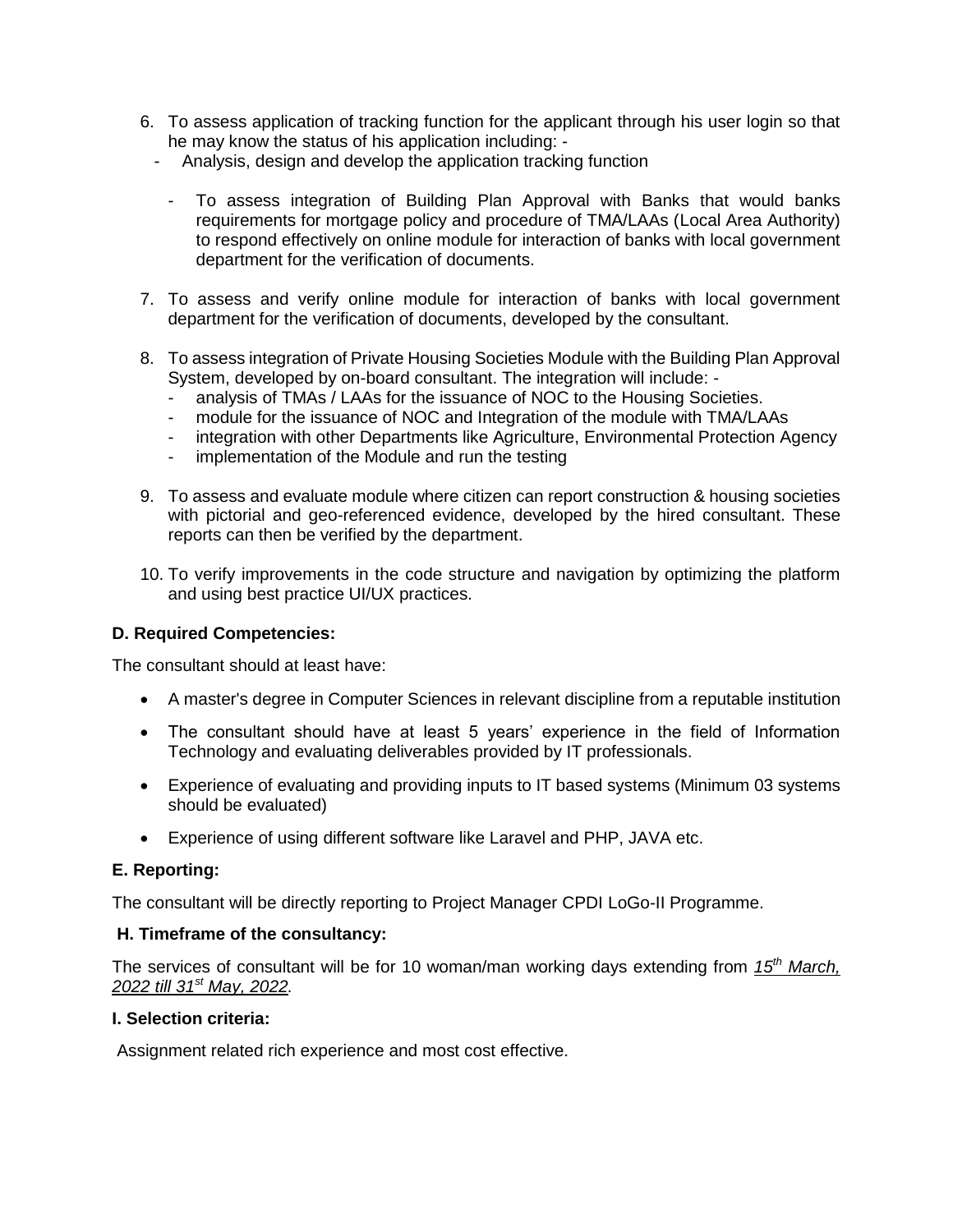6. To assess application of tracking function for the applicant through his user login so that he may know the status of his application including: -
   - Analysis, design and develop the application tracking function
   - To assess integration of Building Plan Approval with Banks that would banks requirements for mortgage policy and procedure of TMA/LAAs (Local Area Authority) to respond effectively on online module for interaction of banks with local government department for the verification of documents.
7. To assess and verify online module for interaction of banks with local government department for the verification of documents, developed by the consultant.
8. To assess integration of Private Housing Societies Module with the Building Plan Approval System, developed by on-board consultant. The integration will include: -
   - analysis of TMAs / LAAs for the issuance of NOC to the Housing Societies.
   - module for the issuance of NOC and Integration of the module with TMA/LAAs
   - integration with other Departments like Agriculture, Environmental Protection Agency
   - implementation of the Module and run the testing
9. To assess and evaluate module where citizen can report construction & housing societies with pictorial and geo-referenced evidence, developed by the hired consultant. These reports can then be verified by the department.
10. To verify improvements in the code structure and navigation by optimizing the platform and using best practice UI/UX practices.

**D. Required Competencies:**

The consultant should at least have:

- A master's degree in Computer Sciences in relevant discipline from a reputable institution
- The consultant should have at least 5 years' experience in the field of Information Technology and evaluating deliverables provided by IT professionals.
- Experience of evaluating and providing inputs to IT based systems (Minimum 03 systems should be evaluated)
- Experience of using different software like Laravel and PHP, JAVA etc.

**E. Reporting:**

The consultant will be directly reporting to Project Manager CPDI LoGo-II Programme.

**H. Timeframe of the consultancy:**

The services of consultant will be for 10 woman/man working days extending from *15th March, 2022 till 31st May, 2022*.

**I. Selection criteria:**

Assignment related rich experience and most cost effective.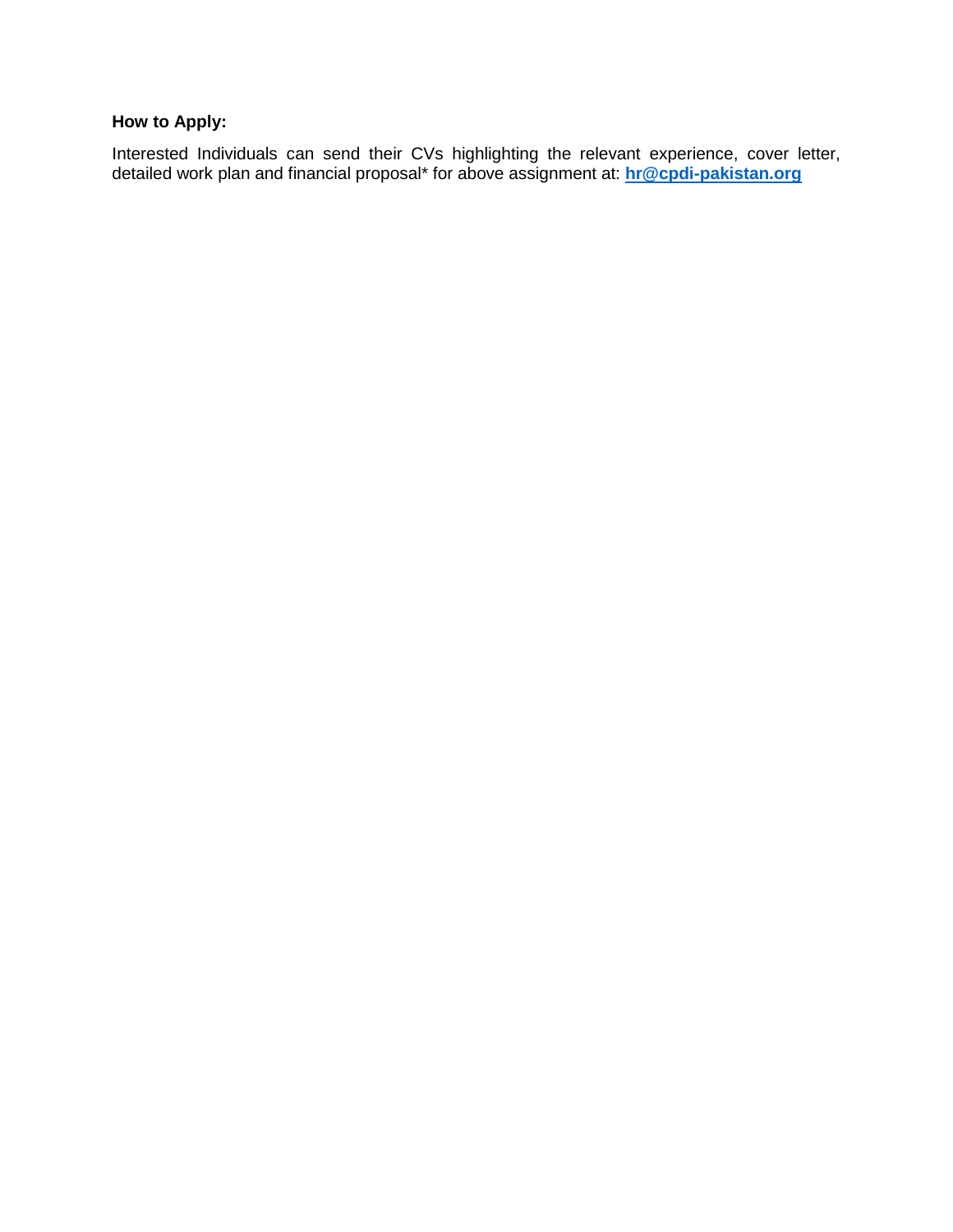**How to Apply:**

Interested Individuals can send their CVs highlighting the relevant experience, cover letter, detailed work plan and financial proposal* for above assignment at: **hr@cpdi-pakistan.org**